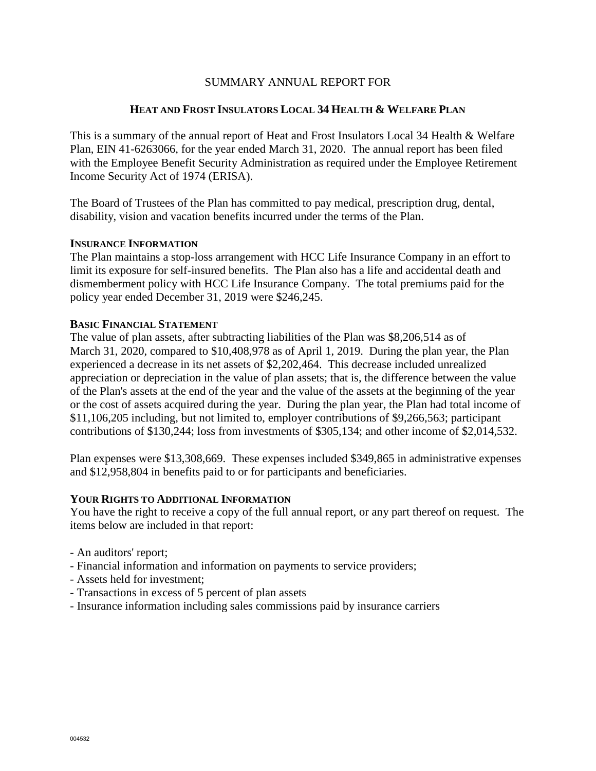# SUMMARY ANNUAL REPORT FOR

## HEAT AND FROST INSULATORS LOCAL 34 HEALTH & WELFARE PLAN

This is a summary of the annual report of Heat and Frost Insulators Local 34 Health & Welfare Plan, EIN 41-6263066, for the year ended March 31, 2020. The annual report has been filed with the Employee Benefit Security Administration as required under the Employee Retirement Income Security Act of 1974 (ERISA).

The Board of Trustees of the Plan has committed to pay medical, prescription drug, dental, disability, vision and vacation benefits incurred under the terms of the Plan.

### INSURANCE INFORMATION

The Plan maintains a stop-loss arrangement with HCC Life Insurance Company in an effort to limit its exposure for self-insured benefits. The Plan also has a life and accidental death and dismemberment policy with HCC Life Insurance Company. The total premiums paid for the policy year ended December 31, 2019 were $246,245.

### BASIC FINANCIAL STATEMENT

The value of plan assets, after subtracting liabilities of the Plan was $8,206,514 as of March 31, 2020, compared to $10,408,978 as of April 1, 2019. During the plan year, the Plan experienced a decrease in its net assets of $2,202,464. This decrease included unrealized appreciation or depreciation in the value of plan assets; that is, the difference between the value of the Plan's assets at the end of the year and the value of the assets at the beginning of the year or the cost of assets acquired during the year. During the plan year, the Plan had total income of $11,106,205 including, but not limited to, employer contributions of $9,266,563; participant contributions of $130,244; loss from investments of $305,134; and other income of $2,014,532.

Plan expenses were $13,308,669. These expenses included $349,865 in administrative expenses and $12,958,804 in benefits paid to or for participants and beneficiaries.

### YOUR RIGHTS TO ADDITIONAL INFORMATION

You have the right to receive a copy of the full annual report, or any part thereof on request. The items below are included in that report:

- An auditors' report;
- Financial information and information on payments to service providers;
- Assets held for investment;
- Transactions in excess of 5 percent of plan assets
- Insurance information including sales commissions paid by insurance carriers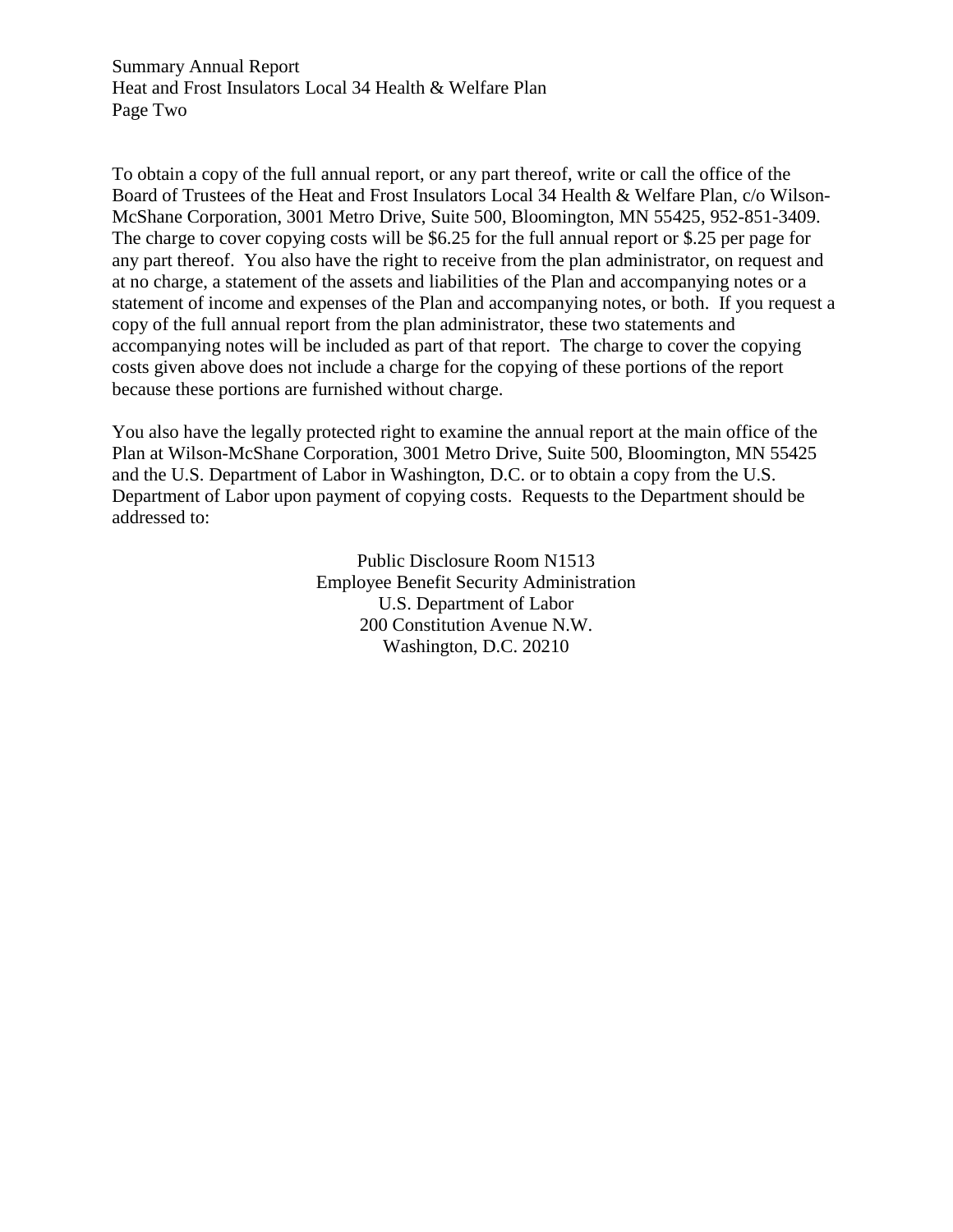To obtain a copy of the full annual report, or any part thereof, write or call the office of the Board of Trustees of the Heat and Frost Insulators Local 34 Health & Welfare Plan, c/o Wilson-McShane Corporation, 3001 Metro Drive, Suite 500, Bloomington, MN 55425, 952-851-3409. The charge to cover copying costs will be $6.25 for the full annual report or $.25 per page for any part thereof. You also have the right to receive from the plan administrator, on request and at no charge, a statement of the assets and liabilities of the Plan and accompanying notes or a statement of income and expenses of the Plan and accompanying notes, or both. If you request a copy of the full annual report from the plan administrator, these two statements and accompanying notes will be included as part of that report. The charge to cover the copying costs given above does not include a charge for the copying of these portions of the report because these portions are furnished without charge.

You also have the legally protected right to examine the annual report at the main office of the Plan at Wilson-McShane Corporation, 3001 Metro Drive, Suite 500, Bloomington, MN 55425 and the U.S. Department of Labor in Washington, D.C. or to obtain a copy from the U.S. Department of Labor upon payment of copying costs. Requests to the Department should be addressed to:

Public Disclosure Room N1513  
Employee Benefit Security Administration  
U.S. Department of Labor  
200 Constitution Avenue N.W.  
Washington, D.C. 20210